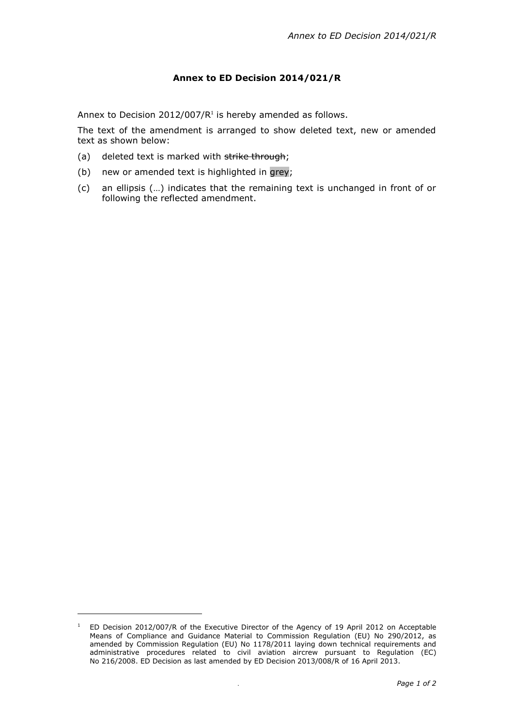**Annex to ED Decision 2014/021/R**

Annex to Decision 2012/007/R[1] is hereby amended as follows.

The text of the amendment is arranged to show deleted text, new or amended text as shown below:

(a) deleted text is marked with ~~strike through~~;

(b) new or amended text is highlighted in grey;

(c) an ellipsis (…) indicates that the remaining text is unchanged in front of or following the reflected amendment.

---

[1] ED Decision 2012/007/R of the Executive Director of the Agency of 19 April 2012 on Acceptable Means of Compliance and Guidance Material to Commission Regulation (EU) No 290/2012, as amended by Commission Regulation (EU) No 1178/2011 laying down technical requirements and administrative procedures related to civil aviation aircrew pursuant to Regulation (EC) No 216/2008. ED Decision as last amended by ED Decision 2013/008/R of 16 April 2013.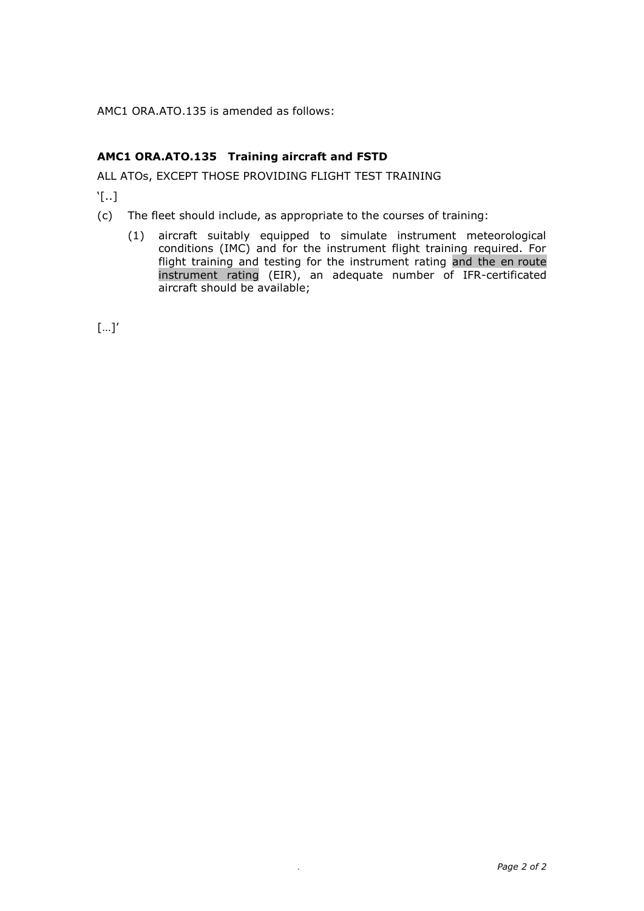AMC1 ORA.ATO.135 is amended as follows:

**AMC1 ORA.ATO.135 Training aircraft and FSTD**

ALL ATOs, EXCEPT THOSE PROVIDING FLIGHT TEST TRAINING

'[..]

(c) The fleet should include, as appropriate to the courses of training:

   (1) aircraft suitably equipped to simulate instrument meteorological conditions (IMC) and for the instrument flight training required. For flight training and testing for the instrument rating and the en route instrument rating (EIR), an adequate number of IFR-certificated aircraft should be available;

[…]'